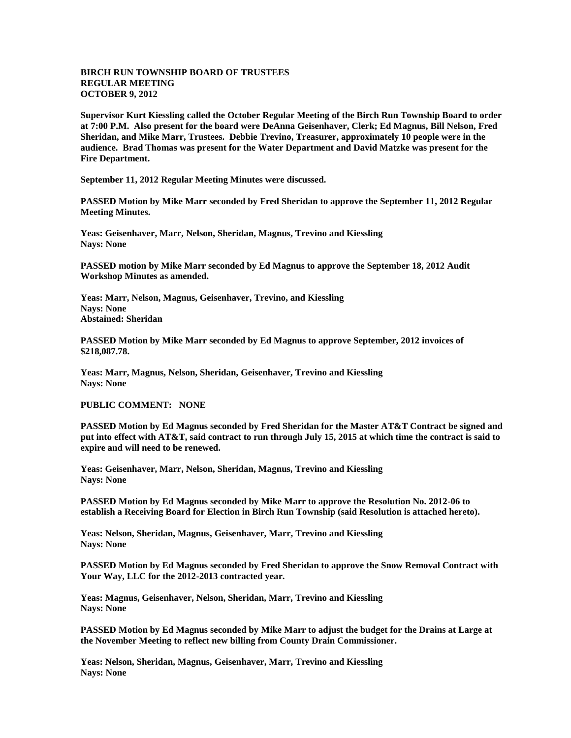**BIRCH RUN TOWNSHIP BOARD OF TRUSTEES**
**REGULAR MEETING**
**OCTOBER 9, 2012**

**Supervisor Kurt Kiessling called the October Regular Meeting of the Birch Run Township Board to order at 7:00 P.M. Also present for the board were DeAnna Geisenhaver, Clerk; Ed Magnus, Bill Nelson, Fred Sheridan, and Mike Marr, Trustees. Debbie Trevino, Treasurer, approximately 10 people were in the audience. Brad Thomas was present for the Water Department and David Matzke was present for the Fire Department.**

**September 11, 2012 Regular Meeting Minutes were discussed.**

**PASSED Motion by Mike Marr seconded by Fred Sheridan to approve the September 11, 2012 Regular Meeting Minutes.**

**Yeas: Geisenhaver, Marr, Nelson, Sheridan, Magnus, Trevino and Kiessling**
**Nays: None**

**PASSED motion by Mike Marr seconded by Ed Magnus to approve the September 18, 2012 Audit Workshop Minutes as amended.**

**Yeas: Marr, Nelson, Magnus, Geisenhaver, Trevino, and Kiessling**
**Nays: None**
**Abstained: Sheridan**

**PASSED Motion by Mike Marr seconded by Ed Magnus to approve September, 2012 invoices of $218,087.78.**

**Yeas: Marr, Magnus, Nelson, Sheridan, Geisenhaver, Trevino and Kiessling**
**Nays: None**

**PUBLIC COMMENT: NONE**

**PASSED Motion by Ed Magnus seconded by Fred Sheridan for the Master AT&T Contract be signed and put into effect with AT&T, said contract to run through July 15, 2015 at which time the contract is said to expire and will need to be renewed.**

**Yeas: Geisenhaver, Marr, Nelson, Sheridan, Magnus, Trevino and Kiessling**
**Nays: None**

**PASSED Motion by Ed Magnus seconded by Mike Marr to approve the Resolution No. 2012-06 to establish a Receiving Board for Election in Birch Run Township (said Resolution is attached hereto).**

**Yeas: Nelson, Sheridan, Magnus, Geisenhaver, Marr, Trevino and Kiessling**
**Nays: None**

**PASSED Motion by Ed Magnus seconded by Fred Sheridan to approve the Snow Removal Contract with Your Way, LLC for the 2012-2013 contracted year.**

**Yeas: Magnus, Geisenhaver, Nelson, Sheridan, Marr, Trevino and Kiessling**
**Nays: None**

**PASSED Motion by Ed Magnus seconded by Mike Marr to adjust the budget for the Drains at Large at the November Meeting to reflect new billing from County Drain Commissioner.**

**Yeas: Nelson, Sheridan, Magnus, Geisenhaver, Marr, Trevino and Kiessling**
**Nays: None**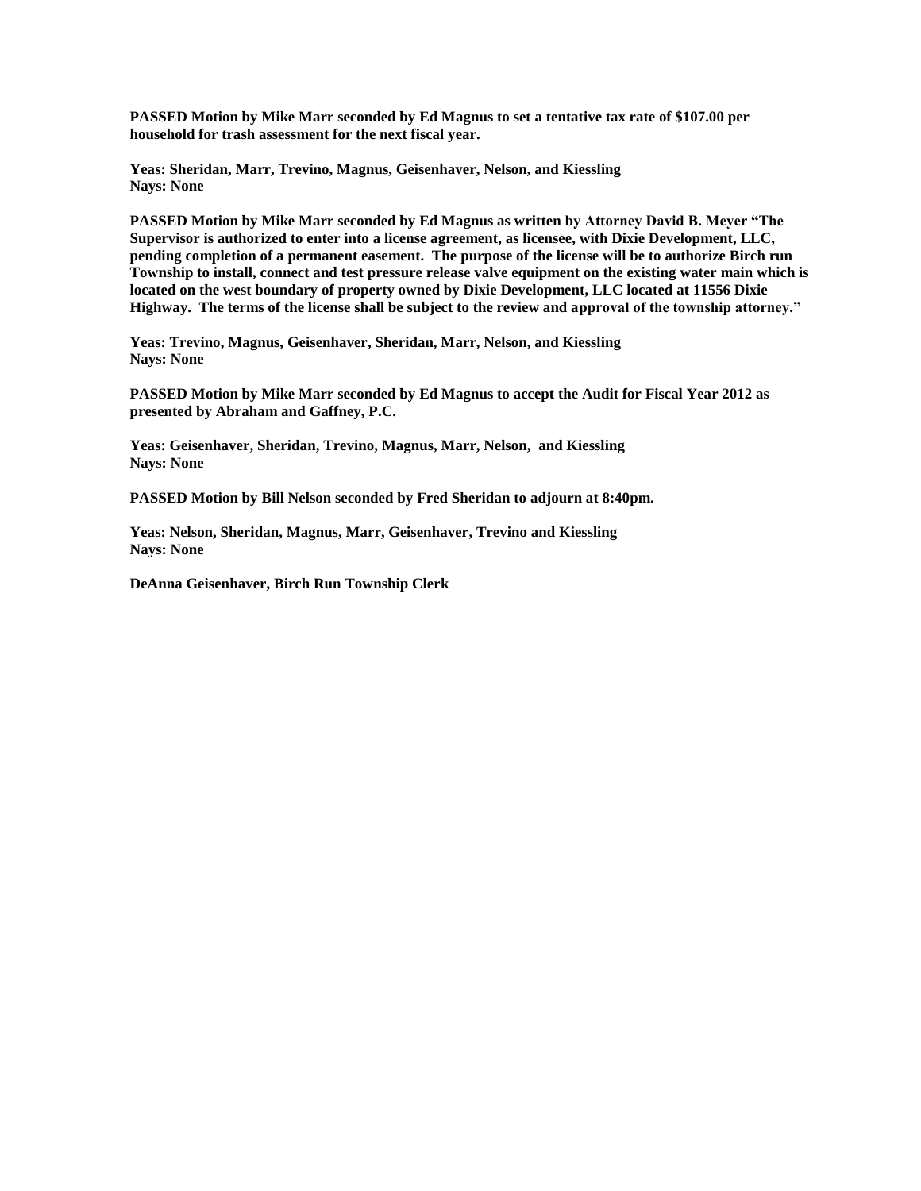**PASSED Motion by Mike Marr seconded by Ed Magnus to set a tentative tax rate of $107.00 per household for trash assessment for the next fiscal year.**

**Yeas: Sheridan, Marr, Trevino, Magnus, Geisenhaver, Nelson, and Kiessling**
**Nays: None**

**PASSED Motion by Mike Marr seconded by Ed Magnus as written by Attorney David B. Meyer "The Supervisor is authorized to enter into a license agreement, as licensee, with Dixie Development, LLC, pending completion of a permanent easement. The purpose of the license will be to authorize Birch run Township to install, connect and test pressure release valve equipment on the existing water main which is located on the west boundary of property owned by Dixie Development, LLC located at 11556 Dixie Highway. The terms of the license shall be subject to the review and approval of the township attorney."**

**Yeas: Trevino, Magnus, Geisenhaver, Sheridan, Marr, Nelson, and Kiessling**
**Nays: None**

**PASSED Motion by Mike Marr seconded by Ed Magnus to accept the Audit for Fiscal Year 2012 as presented by Abraham and Gaffney, P.C.**

**Yeas: Geisenhaver, Sheridan, Trevino, Magnus, Marr, Nelson, and Kiessling**
**Nays: None**

**PASSED Motion by Bill Nelson seconded by Fred Sheridan to adjourn at 8:40pm.**

**Yeas: Nelson, Sheridan, Magnus, Marr, Geisenhaver, Trevino and Kiessling**
**Nays: None**

**DeAnna Geisenhaver, Birch Run Township Clerk**